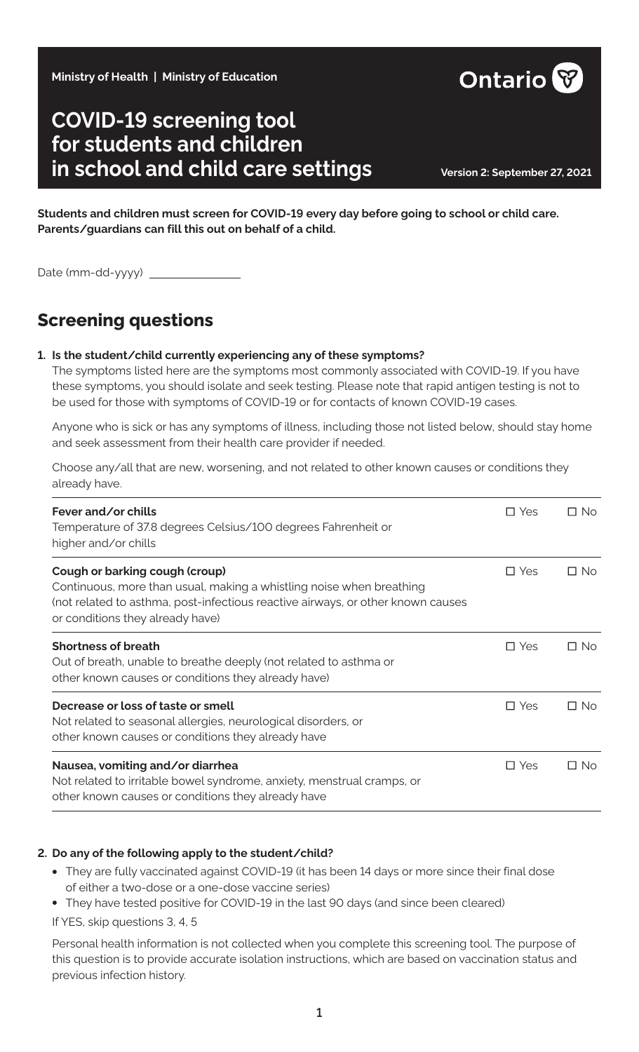Ministry of Health | Ministry of Education

Ontario

# COVID-19 screening tool for students and children in school and child care settings

Version 2: September 27, 2021

**Students and children must screen for COVID-19 every day before going to school or child care. Parents/guardians can fill this out on behalf of a child.**

Date (mm-dd-yyyy) ______________

## Screening questions

**1. Is the student/child currently experiencing any of these symptoms?**

The symptoms listed here are the symptoms most commonly associated with COVID-19. If you have these symptoms, you should isolate and seek testing. Please note that rapid antigen testing is not to be used for those with symptoms of COVID-19 or for contacts of known COVID-19 cases.

Anyone who is sick or has any symptoms of illness, including those not listed below, should stay home and seek assessment from their health care provider if needed.

Choose any/all that are new, worsening, and not related to other known causes or conditions they already have.

| Symptom | Yes | No |
|---|---|---|
| **Fever and/or chills**<br>Temperature of 37.8 degrees Celsius/100 degrees Fahrenheit or higher and/or chills | ☐ Yes | ☐ No |
| **Cough or barking cough (croup)**<br>Continuous, more than usual, making a whistling noise when breathing (not related to asthma, post-infectious reactive airways, or other known causes or conditions they already have) | ☐ Yes | ☐ No |
| **Shortness of breath**<br>Out of breath, unable to breathe deeply (not related to asthma or other known causes or conditions they already have) | ☐ Yes | ☐ No |
| **Decrease or loss of taste or smell**<br>Not related to seasonal allergies, neurological disorders, or other known causes or conditions they already have | ☐ Yes | ☐ No |
| **Nausea, vomiting and/or diarrhea**<br>Not related to irritable bowel syndrome, anxiety, menstrual cramps, or other known causes or conditions they already have | ☐ Yes | ☐ No |

**2. Do any of the following apply to the student/child?**

- They are fully vaccinated against COVID-19 (it has been 14 days or more since their final dose of either a two-dose or a one-dose vaccine series)
- They have tested positive for COVID-19 in the last 90 days (and since been cleared)

If YES, skip questions 3, 4, 5

Personal health information is not collected when you complete this screening tool. The purpose of this question is to provide accurate isolation instructions, which are based on vaccination status and previous infection history.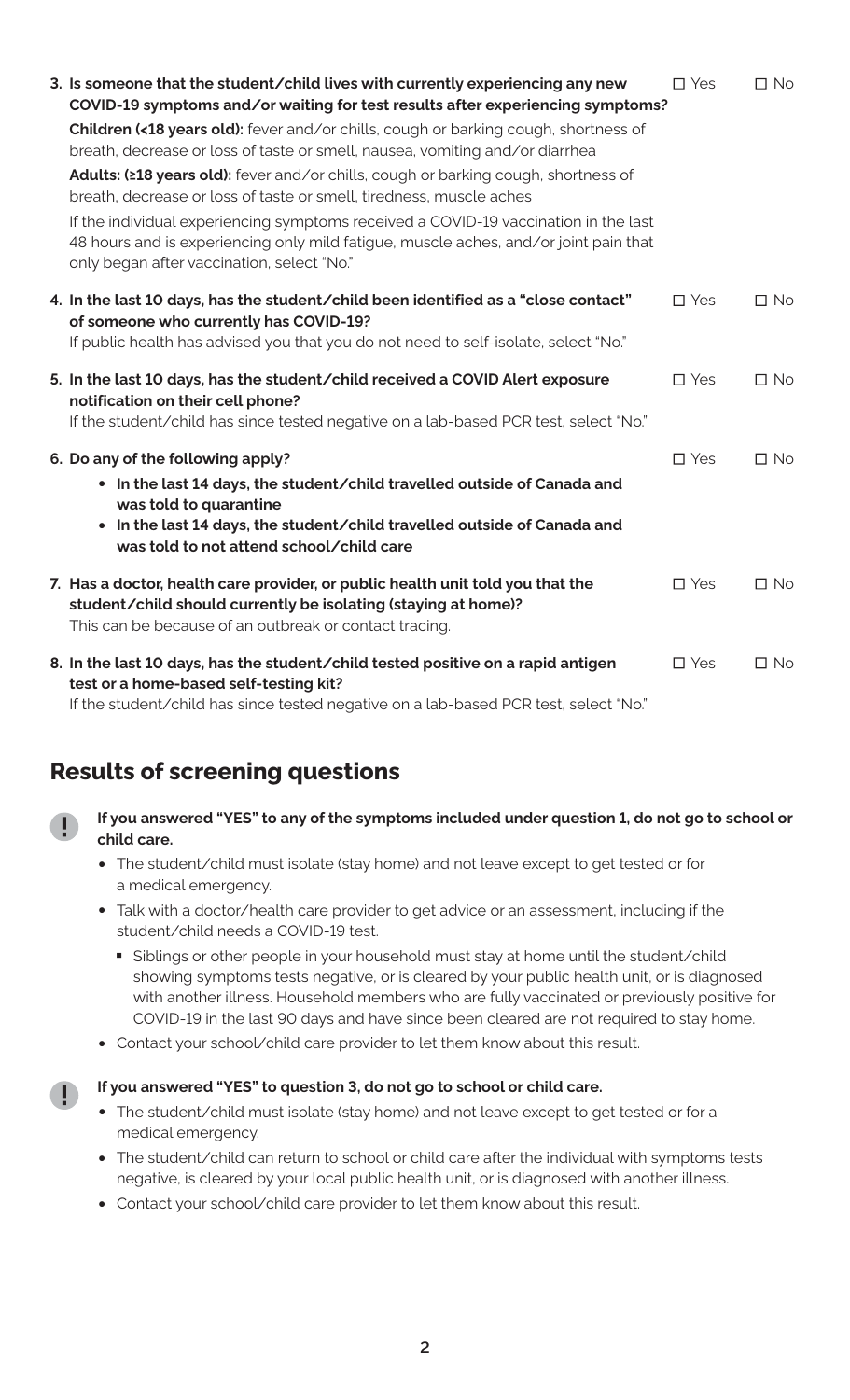3. **Is someone that the student/child lives with currently experiencing any new COVID-19 symptoms and/or waiting for test results after experiencing symptoms?** ☐ Yes ☐ No

   **Children (<18 years old):** fever and/or chills, cough or barking cough, shortness of breath, decrease or loss of taste or smell, nausea, vomiting and/or diarrhea

   **Adults: (≥18 years old):** fever and/or chills, cough or barking cough, shortness of breath, decrease or loss of taste or smell, tiredness, muscle aches

   If the individual experiencing symptoms received a COVID-19 vaccination in the last 48 hours and is experiencing only mild fatigue, muscle aches, and/or joint pain that only began after vaccination, select "No."

4. **In the last 10 days, has the student/child been identified as a "close contact" of someone who currently has COVID-19?** ☐ Yes ☐ No

   If public health has advised you that you do not need to self-isolate, select "No."

5. **In the last 10 days, has the student/child received a COVID Alert exposure notification on their cell phone?** ☐ Yes ☐ No

   If the student/child has since tested negative on a lab-based PCR test, select "No."

6. **Do any of the following apply?** ☐ Yes ☐ No
   - **In the last 14 days, the student/child travelled outside of Canada and was told to quarantine**
   - **In the last 14 days, the student/child travelled outside of Canada and was told to not attend school/child care**

7. **Has a doctor, health care provider, or public health unit told you that the student/child should currently be isolating (staying at home)?** ☐ Yes ☐ No

   This can be because of an outbreak or contact tracing.

8. **In the last 10 days, has the student/child tested positive on a rapid antigen test or a home-based self-testing kit?** ☐ Yes ☐ No

   If the student/child has since tested negative on a lab-based PCR test, select "No."

## Results of screening questions

**If you answered "YES" to any of the symptoms included under question 1, do not go to school or child care.**

- The student/child must isolate (stay home) and not leave except to get tested or for a medical emergency.
- Talk with a doctor/health care provider to get advice or an assessment, including if the student/child needs a COVID-19 test.
  - Siblings or other people in your household must stay at home until the student/child showing symptoms tests negative, or is cleared by your public health unit, or is diagnosed with another illness. Household members who are fully vaccinated or previously positive for COVID-19 in the last 90 days and have since been cleared are not required to stay home.
- Contact your school/child care provider to let them know about this result.

**If you answered "YES" to question 3, do not go to school or child care.**

- The student/child must isolate (stay home) and not leave except to get tested or for a medical emergency.
- The student/child can return to school or child care after the individual with symptoms tests negative, is cleared by your local public health unit, or is diagnosed with another illness.
- Contact your school/child care provider to let them know about this result.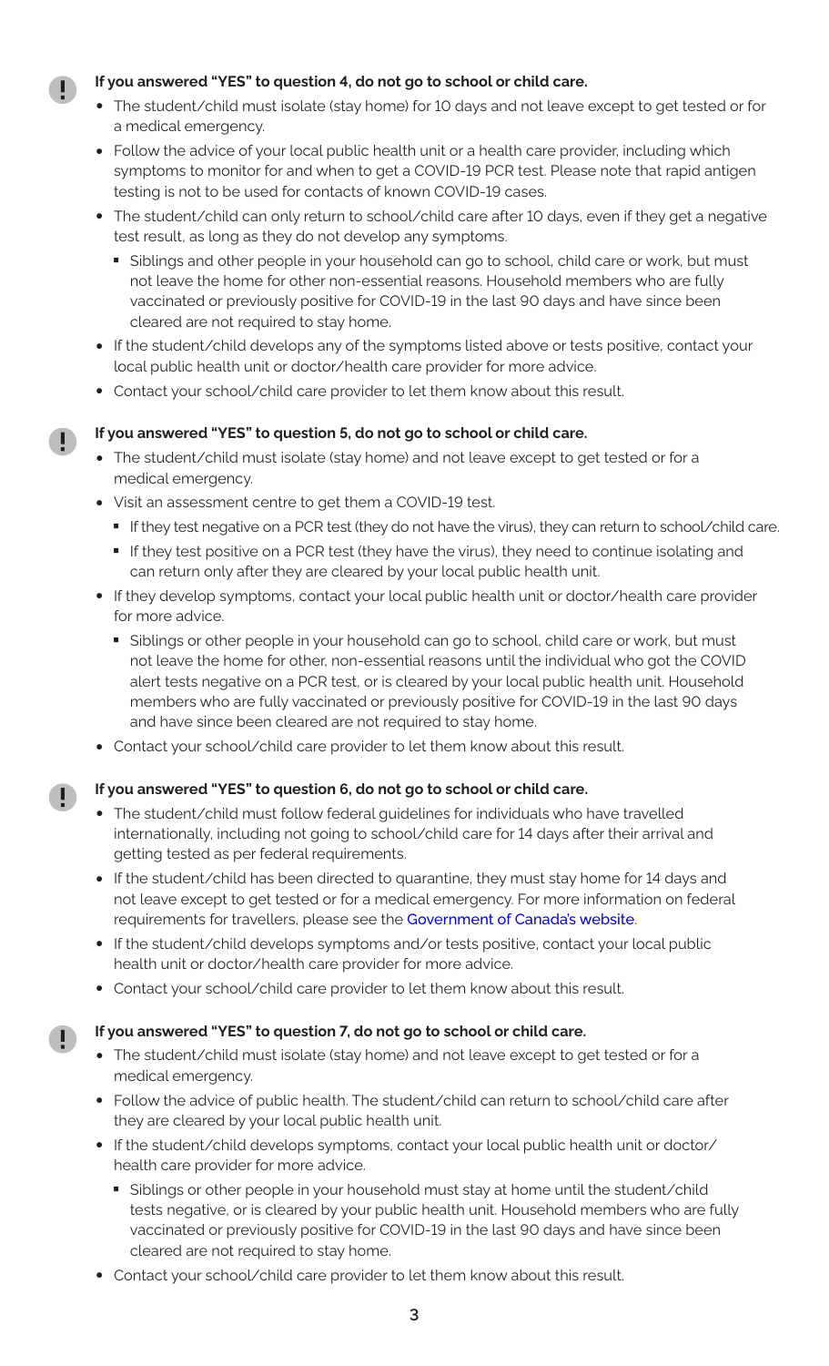**If you answered "YES" to question 4, do not go to school or child care.**

- The student/child must isolate (stay home) for 10 days and not leave except to get tested or for a medical emergency.
- Follow the advice of your local public health unit or a health care provider, including which symptoms to monitor for and when to get a COVID-19 PCR test. Please note that rapid antigen testing is not to be used for contacts of known COVID-19 cases.
- The student/child can only return to school/child care after 10 days, even if they get a negative test result, as long as they do not develop any symptoms.
  - Siblings and other people in your household can go to school, child care or work, but must not leave the home for other non-essential reasons. Household members who are fully vaccinated or previously positive for COVID-19 in the last 90 days and have since been cleared are not required to stay home.
- If the student/child develops any of the symptoms listed above or tests positive, contact your local public health unit or doctor/health care provider for more advice.
- Contact your school/child care provider to let them know about this result.

**If you answered "YES" to question 5, do not go to school or child care.**

- The student/child must isolate (stay home) and not leave except to get tested or for a medical emergency.
- Visit an assessment centre to get them a COVID-19 test.
  - If they test negative on a PCR test (they do not have the virus), they can return to school/child care.
  - If they test positive on a PCR test (they have the virus), they need to continue isolating and can return only after they are cleared by your local public health unit.
- If they develop symptoms, contact your local public health unit or doctor/health care provider for more advice.
  - Siblings or other people in your household can go to school, child care or work, but must not leave the home for other, non-essential reasons until the individual who got the COVID alert tests negative on a PCR test, or is cleared by your local public health unit. Household members who are fully vaccinated or previously positive for COVID-19 in the last 90 days and have since been cleared are not required to stay home.
- Contact your school/child care provider to let them know about this result.

**If you answered "YES" to question 6, do not go to school or child care.**

- The student/child must follow federal guidelines for individuals who have travelled internationally, including not going to school/child care for 14 days after their arrival and getting tested as per federal requirements.
- If the student/child has been directed to quarantine, they must stay home for 14 days and not leave except to get tested or for a medical emergency. For more information on federal requirements for travellers, please see the Government of Canada's website.
- If the student/child develops symptoms and/or tests positive, contact your local public health unit or doctor/health care provider for more advice.
- Contact your school/child care provider to let them know about this result.

**If you answered "YES" to question 7, do not go to school or child care.**

- The student/child must isolate (stay home) and not leave except to get tested or for a medical emergency.
- Follow the advice of public health. The student/child can return to school/child care after they are cleared by your local public health unit.
- If the student/child develops symptoms, contact your local public health unit or doctor/health care provider for more advice.
  - Siblings or other people in your household must stay at home until the student/child tests negative, or is cleared by your public health unit. Household members who are fully vaccinated or previously positive for COVID-19 in the last 90 days and have since been cleared are not required to stay home.
- Contact your school/child care provider to let them know about this result.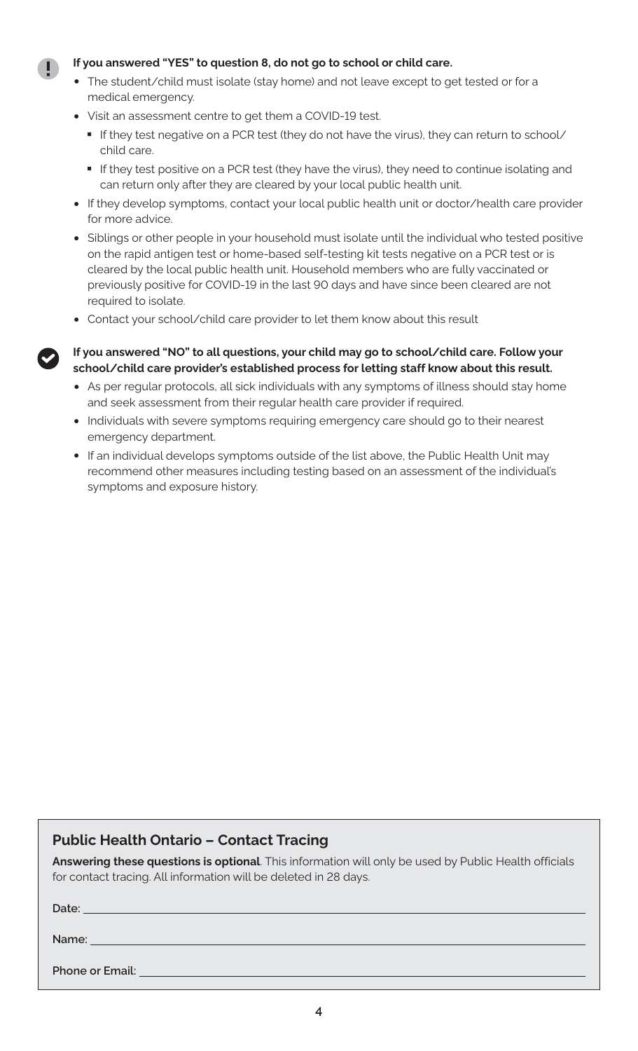**If you answered "YES" to question 8, do not go to school or child care.**

- The student/child must isolate (stay home) and not leave except to get tested or for a medical emergency.
- Visit an assessment centre to get them a COVID-19 test.
  - If they test negative on a PCR test (they do not have the virus), they can return to school/child care.
  - If they test positive on a PCR test (they have the virus), they need to continue isolating and can return only after they are cleared by your local public health unit.
- If they develop symptoms, contact your local public health unit or doctor/health care provider for more advice.
- Siblings or other people in your household must isolate until the individual who tested positive on the rapid antigen test or home-based self-testing kit tests negative on a PCR test or is cleared by the local public health unit. Household members who are fully vaccinated or previously positive for COVID-19 in the last 90 days and have since been cleared are not required to isolate.
- Contact your school/child care provider to let them know about this result

**If you answered "NO" to all questions, your child may go to school/child care. Follow your school/child care provider's established process for letting staff know about this result.**

- As per regular protocols, all sick individuals with any symptoms of illness should stay home and seek assessment from their regular health care provider if required.
- Individuals with severe symptoms requiring emergency care should go to their nearest emergency department.
- If an individual develops symptoms outside of the list above, the Public Health Unit may recommend other measures including testing based on an assessment of the individual's symptoms and exposure history.

## Public Health Ontario – Contact Tracing

**Answering these questions is optional**. This information will only be used by Public Health officials for contact tracing. All information will be deleted in 28 days.

**Date:** ______________________

**Name:** ______________________

**Phone or Email:** ______________________